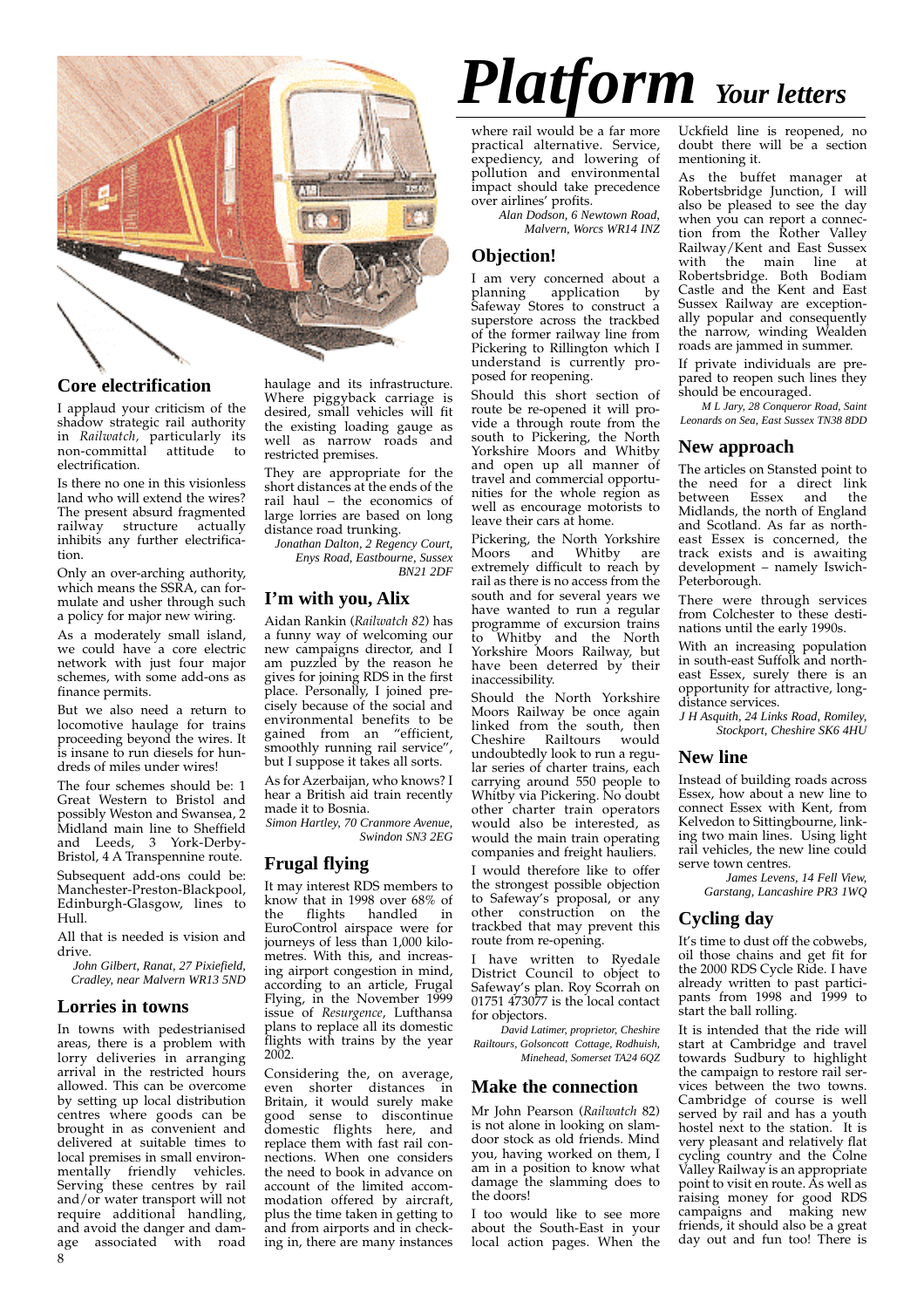# Platform *Your letters*

## Core electrification

I applaud your criticism of the shadow strategic rail authority in *Railwatch*, particularly its non-committal attitude to electrification.

Is there no one in this visionless land who will extend the wires? The present absurd fragmented railway structure actually inhibits any further electrification.

Only an over-arching authority, which means the SSRA, can formulate and usher through such a policy for major new wiring.

As a moderately small island, we could have a core electric network with just four major schemes, with some add-ons as finance permits.

But we also need a return to locomotive haulage for trains proceeding beyond the wires. It is insane to run diesels for hundreds of miles under wires!

The four schemes should be: 1 Great Western to Bristol and possibly Weston and Swansea, 2 Midland main line to Sheffield and Leeds, 3 York-Derby-Bristol, 4 A Transpennine route.

Subsequent add-ons could be: Manchester-Preston-Blackpool, Edinburgh-Glasgow, lines to Hull.

All that is needed is vision and drive.

*John Gilbert, Ranat, 27 Pixiefield, Cradley, near Malvern WR13 5ND*

## Lorries in towns

In towns with pedestrianised areas, there is a problem with lorry deliveries in arranging arrival in the restricted hours allowed. This can be overcome by setting up local distribution centres where goods can be brought in as convenient and delivered at suitable times to local premises in small environmentally friendly vehicles. Serving these centres by rail and/or water transport will not require additional handling, and avoid the danger and damage associated with road haulage and its infrastructure. Where piggyback carriage is desired, small vehicles will fit the existing loading gauge as well as narrow roads and restricted premises.

They are appropriate for the short distances at the ends of the rail haul – the economics of large lorries are based on long distance road trunking.

*Jonathan Dalton, 2 Regency Court, Enys Road, Eastbourne, Sussex BN21 2DF*

## I'm with you, Alix

Aidan Rankin (*Railwatch 82*) has a funny way of welcoming our new campaigns director, and I am puzzled by the reason he gives for joining RDS in the first place. Personally, I joined precisely because of the social and environmental benefits to be gained from an "efficient, smoothly running rail service", but I suppose it takes all sorts.

As for Azerbaijan, who knows? I hear a British aid train recently made it to Bosnia.

*Simon Hartley, 70 Cranmore Avenue, Swindon SN3 2EG*

## Frugal flying

It may interest RDS members to know that in 1998 over 68% of the flights handled in EuroControl airspace were for journeys of less than 1,000 kilometres. With this, and increasing airport congestion in mind, according to an article, Frugal Flying, in the November 1999 issue of *Resurgence*, Lufthansa plans to replace all its domestic flights with trains by the year 2002.

Considering the, on average, even shorter distances in Britain, it would surely make good sense to discontinue domestic flights here, and replace them with fast rail connections. When one considers the need to book in advance on account of the limited accommodation offered by aircraft, plus the time taken in getting to and from airports and in checking in, there are many instances where rail would be a far more practical alternative. Service, expediency, and lowering of pollution and environmental impact should take precedence over airlines' profits.

*Alan Dodson, 6 Newtown Road, Malvern, Worcs WR14 INZ*

## Objection!

I am very concerned about a planning application by Safeway Stores to construct a superstore across the trackbed of the former railway line from Pickering to Rillington which I understand is currently proposed for reopening.

Should this short section of route be re-opened it will provide a through route from the south to Pickering, the North Yorkshire Moors and Whitby and open up all manner of travel and commercial opportunities for the whole region as well as encourage motorists to leave their cars at home.

Pickering, the North Yorkshire Moors and Whitby are extremely difficult to reach by rail as there is no access from the south and for several years we have wanted to run a regular programme of excursion trains to Whitby and the North Yorkshire Moors Railway, but have been deterred by their inaccessibility.

Should the North Yorkshire Moors Railway be once again linked from the south, then Cheshire Railtours would undoubtedly look to run a regular series of charter trains, each carrying around 550 people to Whitby via Pickering. No doubt other charter train operators would also be interested, as would the main train operating companies and freight hauliers.

I would therefore like to offer the strongest possible objection to Safeway's proposal, or any other construction on the trackbed that may prevent this route from re-opening.

I have written to Ryedale District Council to object to Safeway's plan. Roy Scorrah on 01751 473077 is the local contact for objectors.

*David Latimer, proprietor, Cheshire Railtours, Golsoncott Cottage, Rodhuish, Minehead, Somerset TA24 6QZ*

## Make the connection

Mr John Pearson (*Railwatch* 82) is not alone in looking on slam-door stock as old friends. Mind you, having worked on them, I am in a position to know what damage the slamming does to the doors!

I too would like to see more about the South-East in your local action pages. When the Uckfield line is reopened, no doubt there will be a section mentioning it.

As the buffet manager at Robertsbridge Junction, I will also be pleased to see the day when you can report a connection from the Rother Valley Railway/Kent and East Sussex with the main line at Robertsbridge. Both Bodiam Castle and the Kent and East Sussex Railway are exceptionally popular and consequently the narrow, winding Wealden roads are jammed in summer.

If private individuals are prepared to reopen such lines they should be encouraged.

*M L Jary, 28 Conqueror Road, Saint Leonards on Sea, East Sussex TN38 8DD*

## New approach

The articles on Stansted point to the need for a direct link between Essex and the Midlands, the north of England and Scotland. As far as north-east Essex is concerned, the track exists and is awaiting development – namely Iswich-Peterborough.

There were through services from Colchester to these destinations until the early 1990s.

With an increasing population in south-east Suffolk and north-east Essex, surely there is an opportunity for attractive, long-distance services.

*J H Asquith, 24 Links Road, Romiley, Stockport, Cheshire SK6 4HU*

## New line

Instead of building roads across Essex, how about a new line to connect Essex with Kent, from Kelvedon to Sittingbourne, linking two main lines. Using light rail vehicles, the new line could serve town centres.

*James Levens, 14 Fell View, Garstang, Lancashire PR3 1WQ*

## Cycling day

It's time to dust off the cobwebs, oil those chains and get fit for the 2000 RDS Cycle Ride. I have already written to past participants from 1998 and 1999 to start the ball rolling.

It is intended that the ride will start at Cambridge and travel towards Sudbury to highlight the campaign to restore rail services between the two towns. Cambridge of course is well served by rail and has a youth hostel next to the station. It is very pleasant and relatively flat cycling country and the Colne Valley Railway is an appropriate point to visit en route. As well as raising money for good RDS campaigns and making new friends, it should also be a great day out and fun too! There is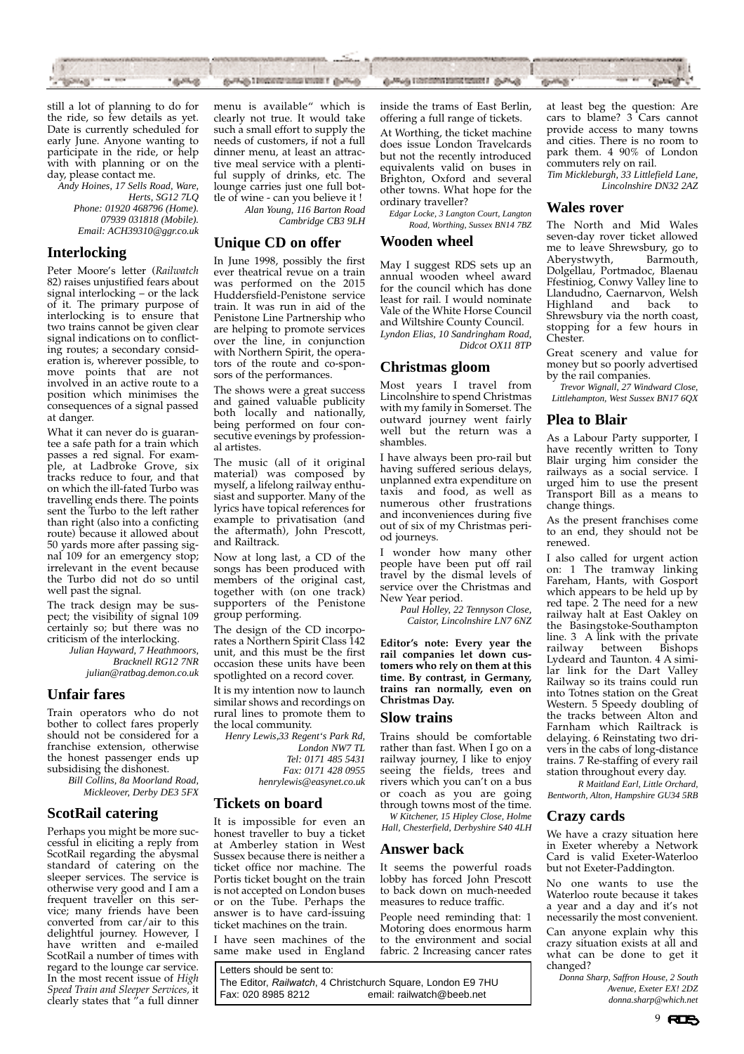still a lot of planning to do for the ride, so few details as yet. Date is currently scheduled for early June. Anyone wanting to participate in the ride, or help with with planning or on the day, please contact me.

*Andy Hoines, 17 Sells Road, Ware, Herts, SG12 7LQ*
*Phone: 01920 468796 (Home).*
*07939 031818 (Mobile).*
*Email: ACH39310@ggr.co.uk*

## Interlocking

Peter Moore's letter (*Railwatch* 82) raises unjustified fears about signal interlocking – or the lack of it. The primary purpose of interlocking is to ensure that two trains cannot be given clear signal indications on to conflicting routes; a secondary consideration is, wherever possible, to move points that are not involved in an active route to a position which minimises the consequences of a signal passed at danger.

What it can never do is guarantee a safe path for a train which passes a red signal. For example, at Ladbroke Grove, six tracks reduce to four, and that on which the ill-fated Turbo was travelling ends there. The points sent the Turbo to the left rather than right (also into a conficting route) because it allowed about 50 yards more after passing signal 109 for an emergency stop; irrelevant in the event because the Turbo did not do so until well past the signal.

The track design may be suspect; the visibility of signal 109 certainly so; but there was no criticism of the interlocking.

*Julian Hayward, 7 Heathmoors, Bracknell RG12 7NR*
*julian@ratbag.demon.co.uk*

## Unfair fares

Train operators who do not bother to collect fares properly should not be considered for a franchise extension, otherwise the honest passenger ends up subsidising the dishonest.

*Bill Collins, 8a Moorland Road, Mickleover, Derby DE3 5FX*

## ScotRail catering

Perhaps you might be more successful in eliciting a reply from ScotRail regarding the abysmal standard of catering on the sleeper services. The service is otherwise very good and I am a frequent traveller on this service; many friends have been converted from car/air to this delightful journey. However, I have written and e-mailed ScotRail a number of times with regard to the lounge car service. In the most recent issue of *High Speed Train and Sleeper Services*, it clearly states that "a full dinner menu is available" which is clearly not true. It would take such a small effort to supply the needs of customers, if not a full dinner menu, at least an attractive meal service with a plentiful supply of drinks, etc. The lounge carries just one full bottle of wine - can you believe it !

*Alan Young, 116 Barton Road Cambridge CB3 9LH*

## Unique CD on offer

In June 1998, possibly the first ever theatrical revue on a train was performed on the 2015 Huddersfield-Penistone service train. It was run in aid of the Penistone Line Partnership who are helping to promote services over the line, in conjunction with Northern Spirit, the operators of the route and co-sponsors of the performances.

The shows were a great success and gained valuable publicity both locally and nationally, being performed on four consecutive evenings by professional artistes.

The music (all of it original material) was composed by myself, a lifelong railway enthusiast and supporter. Many of the lyrics have topical references for example to privatisation (and the aftermath), John Prescott, and Railtrack.

Now at long last, a CD of the songs has been produced with members of the original cast, together with (on one track) supporters of the Penistone group performing.

The design of the CD incorporates a Northern Spirit Class 142 unit, and this must be the first occasion these units have been spotlighted on a record cover.

It is my intention now to launch similar shows and recordings on rural lines to promote them to the local community.

*Henry Lewis,33 Regent's Park Rd, London NW7 TL*
*Tel: 0171 485 5431*
*Fax: 0171 428 0955*
*henrylewis@easynet.co.uk*

## Tickets on board

It is impossible for even an honest traveller to buy a ticket at Amberley station in West Sussex because there is neither a ticket office nor machine. The Portis ticket bought on the train is not accepted on London buses or on the Tube. Perhaps the answer is to have card-issuing ticket machines on the train.

I have seen machines of the same make used in England inside the trams of East Berlin, offering a full range of tickets.

At Worthing, the ticket machine does issue London Travelcards but not the recently introduced equivalents valid on buses in Brighton, Oxford and several other towns. What hope for the ordinary traveller?

*Edgar Locke, 3 Langton Court, Langton Road, Worthing, Sussex BN14 7BZ*

## Wooden wheel

May I suggest RDS sets up an annual wooden wheel award for the council which has done least for rail. I would nominate Vale of the White Horse Council and Wiltshire County Council.

*Lyndon Elias, 10 Sandringham Road, Didcot OX11 8TP*

## Christmas gloom

Most years I travel from Lincolnshire to spend Christmas with my family in Somerset. The outward journey went fairly well but the return was a shambles.

I have always been pro-rail but having suffered serious delays, unplanned extra expenditure on taxis and food, as well as numerous other frustrations and inconveniences during five out of six of my Christmas period journeys.

I wonder how many other people have been put off rail travel by the dismal levels of service over the Christmas and New Year period.

*Paul Holley, 22 Tennyson Close, Caistor, Lincolnshire LN7 6NZ*

**Editor's note: Every year the rail companies let down customers who rely on them at this time. By contrast, in Germany, trains ran normally, even on Christmas Day.**

## Slow trains

Trains should be comfortable rather than fast. When I go on a railway journey, I like to enjoy seeing the fields, trees and rivers which you can't on a bus or coach as you are going through towns most of the time.

*W Kitchener, 15 Hipley Close, Holme Hall, Chesterfield, Derbyshire S40 4LH*

## Answer back

It seems the powerful roads lobby has forced John Prescott to back down on much-needed measures to reduce traffic.

People need reminding that: 1 Motoring does enormous harm to the environment and social fabric. 2 Increasing cancer rates at least beg the question: Are cars to blame? 3 Cars cannot provide access to many towns and cities. There is no room to park them. 4 90% of London commuters rely on rail.

*Tim Mickleburgh, 33 Littlefield Lane, Lincolnshire DN32 2AZ*

Letters should be sent to:
The Editor, *Railwatch*, 4 Christchurch Square, London E9 7HU
Fax: 020 8985 8212 email: railwatch@beeb.net

## Wales rover

The North and Mid Wales seven-day rover ticket allowed me to leave Shrewsbury, go to Aberystwyth, Barmouth, Dolgellau, Portmadoc, Blaenau Ffestiniog, Conwy Valley line to Llandudno, Caernarvon, Welsh Highland and back to Shrewsbury via the north coast, stopping for a few hours in Chester.

Great scenery and value for money but so poorly advertised by the rail companies.

*Trevor Wignall, 27 Windward Close, Littlehampton, West Sussex BN17 6QX*

## Plea to Blair

As a Labour Party supporter, I have recently written to Tony Blair urging him consider the railways as a social service. I urged him to use the present Transport Bill as a means to change things.

As the present franchises come to an end, they should not be renewed.

I also called for urgent action on: 1 The tramway linking Fareham, Hants, with Gosport which appears to be held up by red tape. 2 The need for a new railway halt at East Oakley on the Basingstoke-Southampton line. 3 A link with the private railway between Bishops Lydeard and Taunton. 4 A similar link for the Dart Valley Railway so its trains could run into Totnes station on the Great Western. 5 Speedy doubling of the tracks between Alton and Farnham which Railtrack is delaying. 6 Reinstating two drivers in the cabs of long-distance trains. 7 Re-staffing of every rail station throughout every day.

*R Maitland Earl, Little Orchard, Bentworth, Alton, Hampshire GU34 5RB*

## Crazy cards

We have a crazy situation here in Exeter whereby a Network Card is valid Exeter-Waterloo but not Exeter-Paddington.

No one wants to use the Waterloo route because it takes a year and a day and it's not necessarily the most convenient.

Can anyone explain why this crazy situation exists at all and what can be done to get it changed?

*Donna Sharp, Saffron House, 2 South Avenue, Exeter EX! 2DZ*
*donna.sharp@which.net*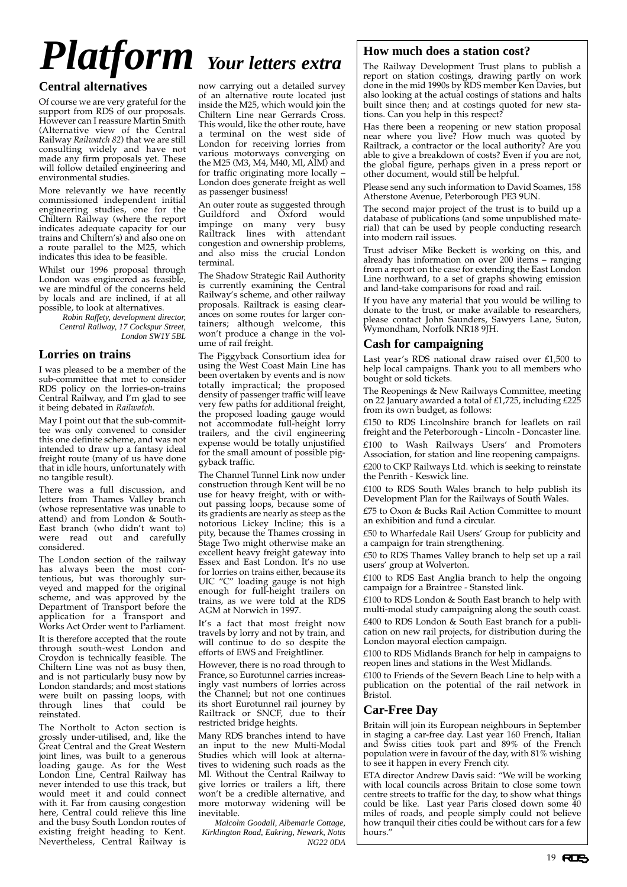# Platform *Your letters extra*

## Central alternatives

Of course we are very grateful for the support from RDS of our proposals. However can I reassure Martin Smith (Alternative view of the Central Railway *Railwatch 82*) that we are still consulting widely and have not made any firm proposals yet. These will follow detailed engineering and environmental studies.

More relevantly we have recently commissioned independent initial engineering studies, one for the Chiltern Railway (where the report indicates adequate capacity for our trains and Chiltern's) and also one on a route parallel to the M25, which indicates this idea to be feasible.

Whilst our 1996 proposal through London was engineered as feasible, we are mindful of the concerns held by locals and are inclined, if at all possible, to look at alternatives.

*Robin Raffety, development director, Central Railway, 17 Cockspur Street, London SW1Y 5BL*

## Lorries on trains

I was pleased to be a member of the sub-committee that met to consider RDS policy on the lorries-on-trains Central Railway, and I'm glad to see it being debated in *Railwatch*.

May I point out that the sub-committee was only convened to consider this one definite scheme, and was not intended to draw up a fantasy ideal freight route (many of us have done that in idle hours, unfortunately with no tangible result).

There was a full discussion, and letters from Thames Valley branch (whose representative was unable to attend) and from London & South-East branch (who didn't want to) were read out and carefully considered.

The London section of the railway has always been the most contentious, but was thoroughly surveyed and mapped for the original scheme, and was approved by the Department of Transport before the application for a Transport and Works Act Order went to Parliament.

It is therefore accepted that the route through south-west London and Croydon is technically feasible. The Chiltern Line was not as busy then, and is not particularly busy now by London standards; and most stations were built on passing loops, with through lines that could be reinstated.

The Northolt to Acton section is grossly under-utilised, and, like the Great Central and the Great Western joint lines, was built to a generous loading gauge. As for the West London Line, Central Railway has never intended to use this track, but would meet it and could connect with it. Far from causing congestion here, Central could relieve this line and the busy South London routes of existing freight heading to Kent. Nevertheless, Central Railway is now carrying out a detailed survey of an alternative route located just inside the M25, which would join the Chiltern Line near Gerrards Cross. This would, like the other route, have a terminal on the west side of London for receiving lorries from various motorways converging on the M25 (M3, M4, M40, Ml, AlM) and for traffic originating more locally – London does generate freight as well as passenger business!

An outer route as suggested through Guildford and Oxford would impinge on many very busy Railtrack lines with attendant congestion and ownership problems, and also miss the crucial London terminal.

The Shadow Strategic Rail Authority is currently examining the Central Railway's scheme, and other railway proposals. Railtrack is easing clearances on some routes for larger containers; although welcome, this won't produce a change in the volume of rail freight.

The Piggyback Consortium idea for using the West Coast Main Line has been overtaken by events and is now totally impractical; the proposed density of passenger traffic will leave very few paths for additional freight, the proposed loading gauge would not accommodate full-height lorry trailers, and the civil engineering expense would be totally unjustified for the small amount of possible piggyback traffic.

The Channel Tunnel Link now under construction through Kent will be no use for heavy freight, with or without passing loops, because some of its gradients are nearly as steep as the notorious Lickey Incline; this is a pity, because the Thames crossing in Stage Two might otherwise make an excellent heavy freight gateway into Essex and East London. It's no use for lorries on trains either, because its UIC "C" loading gauge is not high enough for full-height trailers on trains, as we were told at the RDS AGM at Norwich in 1997.

It's a fact that most freight now travels by lorry and not by train, and will continue to do so despite the efforts of EWS and Freightliner.

However, there is no road through to France, so Eurotunnel carries increasingly vast numbers of lorries across the Channel; but not one continues its short Eurotunnel rail journey by Railtrack or SNCF, due to their restricted bridge heights.

Many RDS branches intend to have an input to the new Multi-Modal Studies which will look at alternatives to widening such roads as the Ml. Without the Central Railway to give lorries or trailers a lift, there won't be a credible alternative, and more motorway widening will be inevitable.

*Malcolm Goodall, Albemarle Cottage, Kirklington Road, Eakring, Newark, Notts NG22 0DA*

## How much does a station cost?

The Railway Development Trust plans to publish a report on station costings, drawing partly on work done in the mid 1990s by RDS member Ken Davies, but also looking at the actual costings of stations and halts built since then; and at costings quoted for new stations. Can you help in this respect?

Has there been a reopening or new station proposal near where you live? How much was quoted by Railtrack, a contractor or the local authority? Are you able to give a breakdown of costs? Even if you are not, the global figure, perhaps given in a press report or other document, would still be helpful.

Please send any such information to David Soames, 158 Atherstone Avenue, Peterborough PE3 9UN.

The second major project of the trust is to build up a database of publications (and some unpublished material) that can be used by people conducting research into modern rail issues.

Trust adviser Mike Beckett is working on this, and already has information on over 200 items – ranging from a report on the case for extending the East London Line northward, to a set of graphs showing emission and land-take comparisons for road and rail.

If you have any material that you would be willing to donate to the trust, or make available to researchers, please contact John Saunders, Sawyers Lane, Suton, Wymondham, Norfolk NR18 9JH.

## Cash for campaigning

Last year's RDS national draw raised over £1,500 to help local campaigns. Thank you to all members who bought or sold tickets.

The Reopenings & New Railways Committee, meeting on 22 January awarded a total of £1,725, including £225 from its own budget, as follows:

£150 to RDS Lincolnshire branch for leaflets on rail freight and the Peterborough - Lincoln - Doncaster line.

£100 to Wash Railways Users' and Promoters Association, for station and line reopening campaigns.

£200 to CKP Railways Ltd. which is seeking to reinstate the Penrith - Keswick line.

£100 to RDS South Wales branch to help publish its Development Plan for the Railways of South Wales.

£75 to Oxon & Bucks Rail Action Committee to mount an exhibition and fund a circular.

£50 to Wharfedale Rail Users' Group for publicity and a campaign for train strengthening.

£50 to RDS Thames Valley branch to help set up a rail users' group at Wolverton.

£100 to RDS East Anglia branch to help the ongoing campaign for a Braintree - Stansted link.

£100 to RDS London & South East branch to help with multi-modal study campaigning along the south coast.

£400 to RDS London & South East branch for a publication on new rail projects, for distribution during the London mayoral election campaign.

£100 to RDS Midlands Branch for help in campaigns to reopen lines and stations in the West Midlands.

£100 to Friends of the Severn Beach Line to help with a publication on the potential of the rail network in Bristol.

## Car-Free Day

Britain will join its European neighbours in September in staging a car-free day. Last year 160 French, Italian and Swiss cities took part and 89% of the French population were in favour of the day, with 81% wishing to see it happen in every French city.

ETA director Andrew Davis said: "We will be working with local councils across Britain to close some town centre streets to traffic for the day, to show what things could be like. Last year Paris closed down some 40 miles of roads, and people simply could not believe how tranquil their cities could be without cars for a few hours."